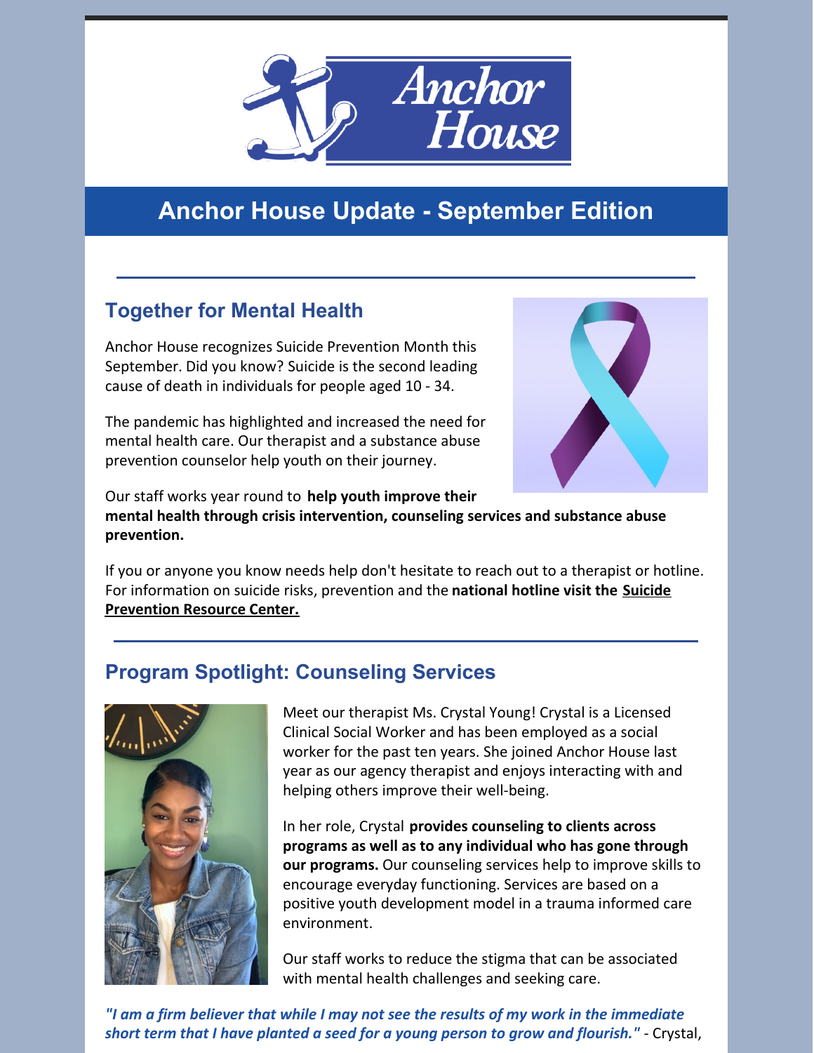# Anchor House Update - September Edition

## Together for Mental Health

Anchor House recognizes Suicide Prevention Month this September. Did you know? Suicide is the second leading cause of death in individuals for people aged 10 - 34.

The pandemic has highlighted and increased the need for mental health care. Our therapist and a substance abuse prevention counselor help youth on their journey.

Our staff works year round to **help youth improve their mental health through crisis intervention, counseling services and substance abuse prevention.**

If you or anyone you know needs help don't hesitate to reach out to a therapist or hotline. For information on suicide risks, prevention and the **national hotline visit the Suicide Prevention Resource Center.**

## Program Spotlight: Counseling Services

Meet our therapist Ms. Crystal Young! Crystal is a Licensed Clinical Social Worker and has been employed as a social worker for the past ten years. She joined Anchor House last year as our agency therapist and enjoys interacting with and helping others improve their well-being.

In her role, Crystal **provides counseling to clients across programs as well as to any individual who has gone through our programs.** Our counseling services help to improve skills to encourage everyday functioning. Services are based on a positive youth development model in a trauma informed care environment.

Our staff works to reduce the stigma that can be associated with mental health challenges and seeking care.

***"I am a firm believer that while I may not see the results of my work in the immediate short term that I have planted a seed for a young person to grow and flourish."*** - Crystal,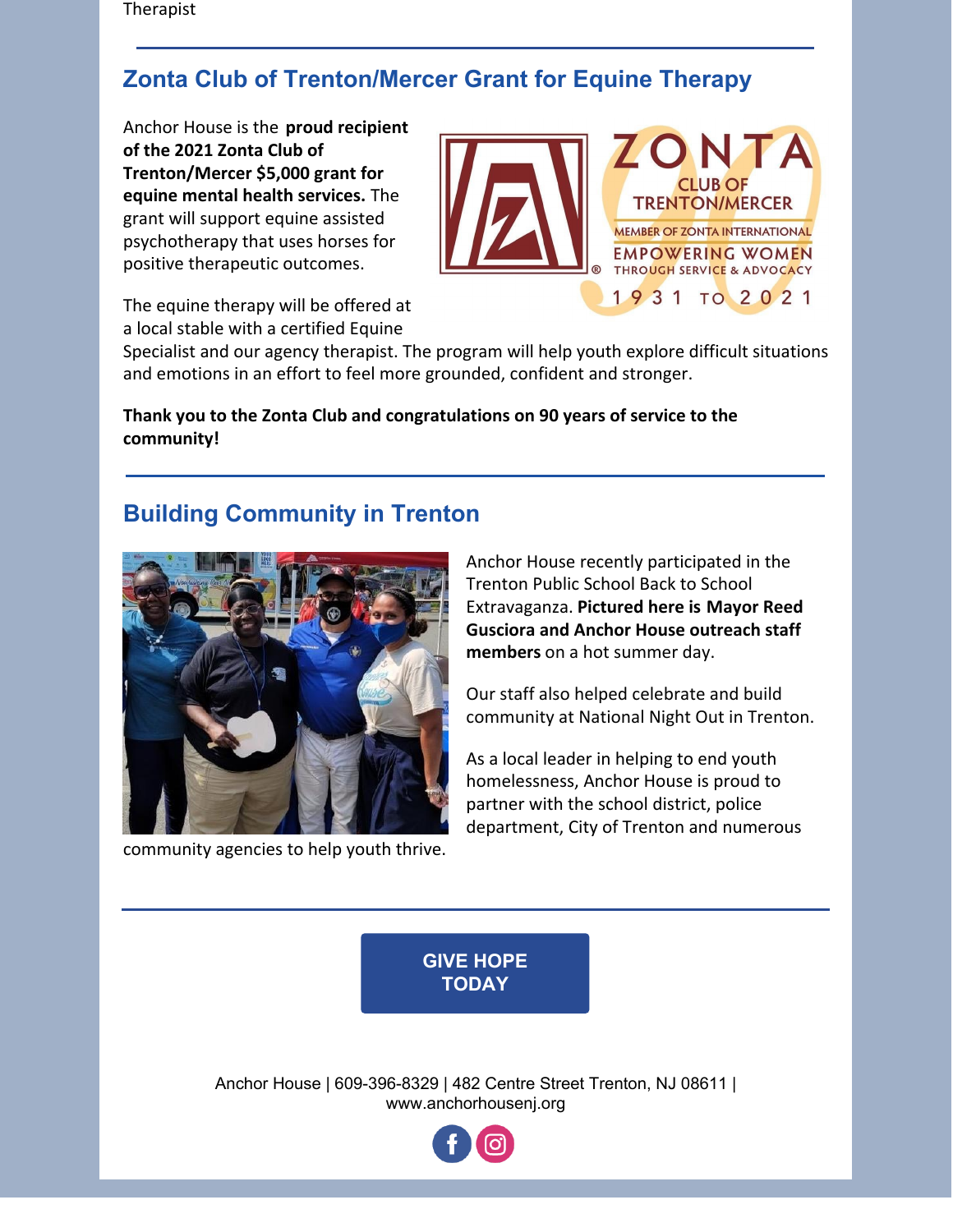Therapist

## Zonta Club of Trenton/Mercer Grant for Equine Therapy

Anchor House is the **proud recipient of the 2021 Zonta Club of Trenton/Mercer $5,000 grant for equine mental health services.** The grant will support equine assisted psychotherapy that uses horses for positive therapeutic outcomes.

The equine therapy will be offered at a local stable with a certified Equine Specialist and our agency therapist. The program will help youth explore difficult situations and emotions in an effort to feel more grounded, confident and stronger.

**Thank you to the Zonta Club and congratulations on 90 years of service to the community!**

## Building Community in Trenton

Anchor House recently participated in the Trenton Public School Back to School Extravaganza. **Pictured here is Mayor Reed Gusciora and Anchor House outreach staff members** on a hot summer day.

Our staff also helped celebrate and build community at National Night Out in Trenton.

As a local leader in helping to end youth homelessness, Anchor House is proud to partner with the school district, police department, City of Trenton and numerous community agencies to help youth thrive.

**GIVE HOPE TODAY**

Anchor House | 609-396-8329 | 482 Centre Street Trenton, NJ 08611 | www.anchorhousenj.org